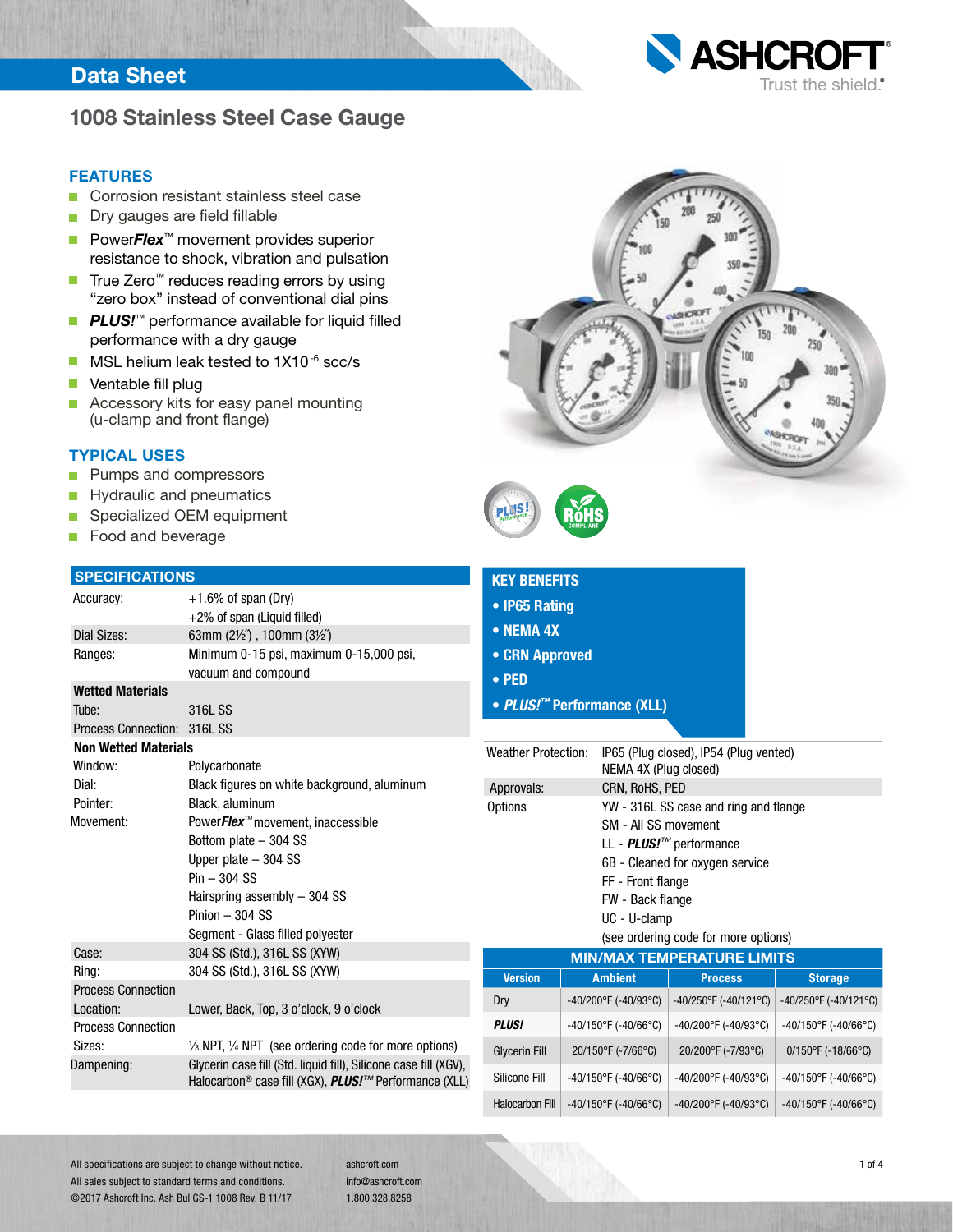# Data Sheet

## 1008 Stainless Steel Case Gauge

### FEATURES

- Corrosion resistant stainless steel case
- Dry gauges are field fillable
- Power***Flex***™ movement provides superior resistance to shock, vibration and pulsation
- True Zero™ reduces reading errors by using "zero box" instead of conventional dial pins
- ***PLUS!***™ performance available for liquid filled performance with a dry gauge
- MSL helium leak tested to 1X10$^{-6}$ scc/s
- Ventable fill plug
- Accessory kits for easy panel mounting (u-clamp and front flange)

### TYPICAL USES

- Pumps and compressors
- Hydraulic and pneumatics
- Specialized OEM equipment
- Food and beverage

### SPECIFICATIONS

| | |
|---|---|
| Accuracy: | ±1.6% of span (Dry)<br>±2% of span (Liquid filled) |
| Dial Sizes: | 63mm (2½˝) , 100mm (3½˝) |
| Ranges: | Minimum 0-15 psi, maximum 0-15,000 psi, vacuum and compound |
| **Wetted Materials** | |
| Tube: | 316L SS |
| Process Connection: | 316L SS |
| **Non Wetted Materials** | |
| Window: | Polycarbonate |
| Dial: | Black figures on white background, aluminum |
| Pointer: | Black, aluminum |
| Movement: | Power***Flex***™ movement, inaccessible<br>Bottom plate – 304 SS<br>Upper plate – 304 SS<br>Pin – 304 SS<br>Hairspring assembly – 304 SS<br>Pinion – 304 SS<br>Segment - Glass filled polyester |
| Case: | 304 SS (Std.), 316L SS (XYW) |
| Ring: | 304 SS (Std.), 316L SS (XYW) |
| Process Connection Location: | Lower, Back, Top, 3 o'clock, 9 o'clock |
| Process Connection Sizes: | ⅛ NPT, ¼ NPT (see ordering code for more options) |
| Dampening: | Glycerin case fill (Std. liquid fill), Silicone case fill (XGV), Halocarbon® case fill (XGX), ***PLUS!***™ Performance (XLL) |

### KEY BENEFITS

- **IP65 Rating**
- **NEMA 4X**
- **CRN Approved**
- **PED**
- ***PLUS!***™ **Performance (XLL)**

| | |
|---|---|
| Weather Protection: | IP65 (Plug closed), IP54 (Plug vented)<br>NEMA 4X (Plug closed) |
| Approvals: | CRN, RoHS, PED |
| Options | YW - 316L SS case and ring and flange<br>SM - All SS movement<br>LL - ***PLUS!***™ performance<br>6B - Cleaned for oxygen service<br>FF - Front flange<br>FW - Back flange<br>UC - U-clamp<br>(see ordering code for more options) |

### MIN/MAX TEMPERATURE LIMITS

| Version | Ambient | Process | Storage |
|---|---|---|---|
| Dry | -40/200°F (-40/93°C) | -40/250°F (-40/121°C) | -40/250°F (-40/121°C) |
| ***PLUS!*** | -40/150°F (-40/66°C) | -40/200°F (-40/93°C) | -40/150°F (-40/66°C) |
| Glycerin Fill | 20/150°F (-7/66°C) | 20/200°F (-7/93°C) | 0/150°F (-18/66°C) |
| Silicone Fill | -40/150°F (-40/66°C) | -40/200°F (-40/93°C) | -40/150°F (-40/66°C) |
| Halocarbon Fill | -40/150°F (-40/66°C) | -40/200°F (-40/93°C) | -40/150°F (-40/66°C) |

All specifications are subject to change without notice.
All sales subject to standard terms and conditions.
©2017 Ashcroft Inc. Ash Bul GS-1 1008 Rev. B 11/17

ashcroft.com
info@ashcroft.com
1.800.328.8258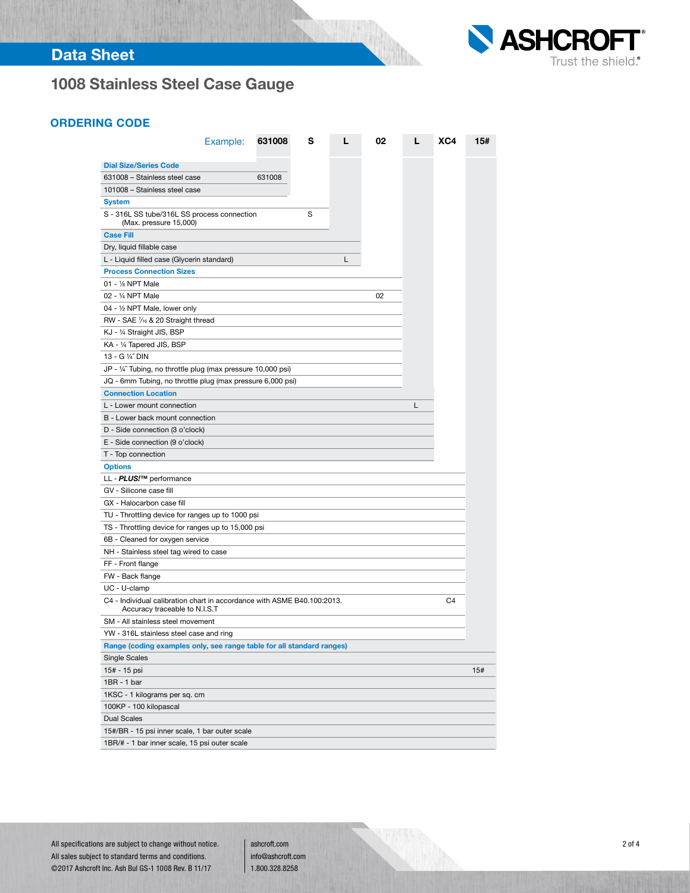## Data Sheet

# 1008 Stainless Steel Case Gauge

## ORDERING CODE

| Example: | 631008 | S | L | 02 | L | XC4 | 15# |
|---|---|---|---|---|---|---|---|
| **Dial Size/Series Code** | | | | | | | |
| 631008 – Stainless steel case | 631008 | | | | | | |
| 101008 – Stainless steel case | | | | | | | |
| **System** | | | | | | | |
| S - 316L SS tube/316L SS process connection (Max. pressure 15,000) | | S | | | | | |
| **Case Fill** | | | | | | | |
| Dry, liquid fillable case | | | | | | | |
| L - Liquid filled case (Glycerin standard) | | | L | | | | |
| **Process Connection Sizes** | | | | | | | |
| 01 - ⅛ NPT Male | | | | | | | |
| 02 - ¼ NPT Male | | | | 02 | | | |
| 04 - ½ NPT Male, lower only | | | | | | | |
| RW - SAE 7⁄16 & 20 Straight thread | | | | | | | |
| KJ - ¼ Straight JIS, BSP | | | | | | | |
| KA - ¼ Tapered JIS, BSP | | | | | | | |
| 13 - G ¼˝ DIN | | | | | | | |
| JP - ¼˝ Tubing, no throttle plug (max pressure 10,000 psi) | | | | | | | |
| JQ - 6mm Tubing, no throttle plug (max pressure 6,000 psi) | | | | | | | |
| **Connection Location** | | | | | | | |
| L - Lower mount connection | | | | | L | | |
| B - Lower back mount connection | | | | | | | |
| D - Side connection (3 o'clock) | | | | | | | |
| E - Side connection (9 o'clock) | | | | | | | |
| T - Top connection | | | | | | | |
| **Options** | | | | | | | |
| LL - ***PLUS!™*** performance | | | | | | | |
| GV - Silicone case fill | | | | | | | |
| GX - Halocarbon case fill | | | | | | | |
| TU - Throttling device for ranges up to 1000 psi | | | | | | | |
| TS - Throttling device for ranges up to 15,000 psi | | | | | | | |
| 6B - Cleaned for oxygen service | | | | | | | |
| NH - Stainless steel tag wired to case | | | | | | | |
| FF - Front flange | | | | | | | |
| FW - Back flange | | | | | | | |
| UC - U-clamp | | | | | | | |
| C4 - Individual calibration chart in accordance with ASME B40.100:2013. Accuracy traceable to N.I.S.T | | | | | | C4 | |
| SM - All stainless steel movement | | | | | | | |
| YW - 316L stainless steel case and ring | | | | | | | |
| **Range (coding examples only, see range table for all standard ranges)** | | | | | | | |
| Single Scales | | | | | | | |
| 15# - 15 psi | | | | | | | 15# |
| 1BR - 1 bar | | | | | | | |
| 1KSC - 1 kilograms per sq. cm | | | | | | | |
| 100KP - 100 kilopascal | | | | | | | |
| Dual Scales | | | | | | | |
| 15#/BR - 15 psi inner scale, 1 bar outer scale | | | | | | | |
| 1BR/# - 1 bar inner scale, 15 psi outer scale | | | | | | | |

All specifications are subject to change without notice.
All sales subject to standard terms and conditions.
©2017 Ashcroft Inc. Ash Bul GS-1 1008 Rev. B 11/17

ashcroft.com
info@ashcroft.com
1.800.328.8258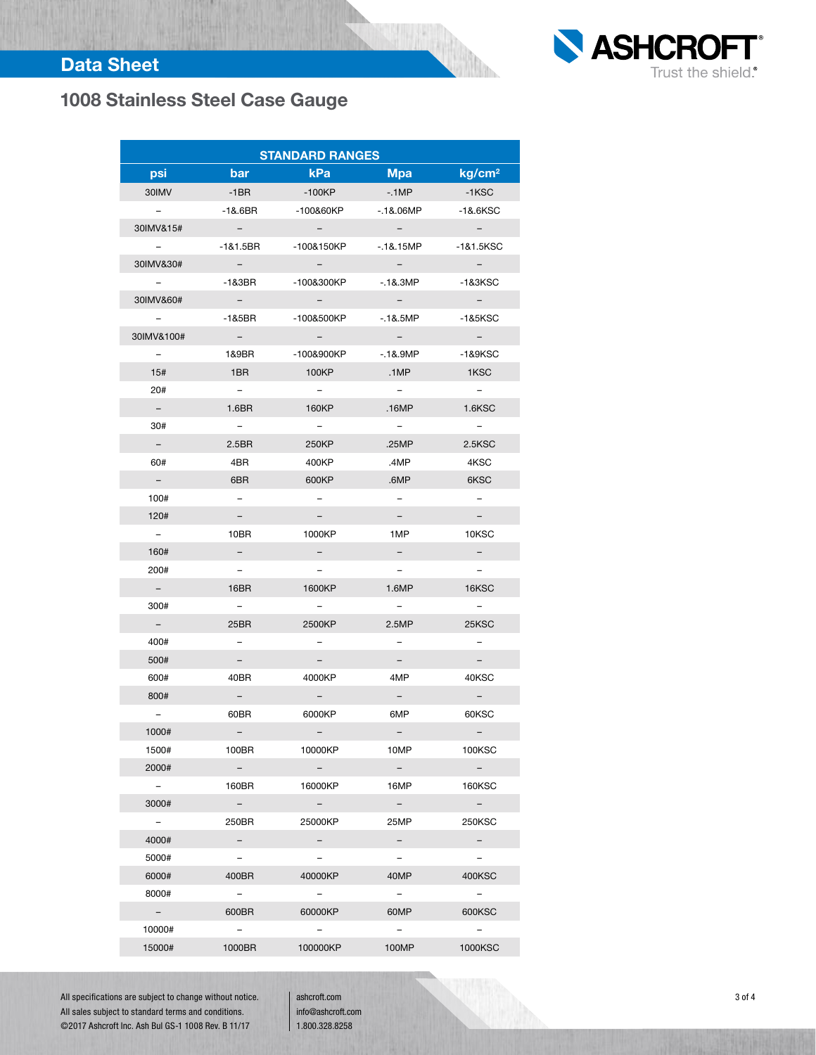## Data Sheet

# 1008 Stainless Steel Case Gauge

| STANDARD RANGES | | | | |
|---|---|---|---|---|
| psi | bar | kPa | Mpa | kg/cm² |
| 30IMV | -1BR | -100KP | -.1MP | -1KSC |
| – | -1&.6BR | -100&60KP | -.1&.06MP | -1&.6KSC |
| 30IMV&15# | – | – | – | – |
| – | -1&1.5BR | -100&150KP | -.1&.15MP | -1&1.5KSC |
| 30IMV&30# | – | – | – | – |
| – | -1&3BR | -100&300KP | -.1&.3MP | -1&3KSC |
| 30IMV&60# | – | – | – | – |
| – | -1&5BR | -100&500KP | -.1&.5MP | -1&5KSC |
| 30IMV&100# | – | – | – | – |
| – | 1&9BR | -100&900KP | -.1&.9MP | -1&9KSC |
| 15# | 1BR | 100KP | .1MP | 1KSC |
| 20# | – | – | – | – |
| – | 1.6BR | 160KP | .16MP | 1.6KSC |
| 30# | – | – | – | – |
| – | 2.5BR | 250KP | .25MP | 2.5KSC |
| 60# | 4BR | 400KP | .4MP | 4KSC |
| – | 6BR | 600KP | .6MP | 6KSC |
| 100# | – | – | – | – |
| 120# | – | – | – | – |
| – | 10BR | 1000KP | 1MP | 10KSC |
| 160# | – | – | – | – |
| 200# | – | – | – | – |
| – | 16BR | 1600KP | 1.6MP | 16KSC |
| 300# | – | – | – | – |
| – | 25BR | 2500KP | 2.5MP | 25KSC |
| 400# | – | – | – | – |
| 500# | – | – | – | – |
| 600# | 40BR | 4000KP | 4MP | 40KSC |
| 800# | – | – | – | – |
| – | 60BR | 6000KP | 6MP | 60KSC |
| 1000# | – | – | – | – |
| 1500# | 100BR | 10000KP | 10MP | 100KSC |
| 2000# | – | – | – | – |
| – | 160BR | 16000KP | 16MP | 160KSC |
| 3000# | – | – | – | – |
| – | 250BR | 25000KP | 25MP | 250KSC |
| 4000# | – | – | – | – |
| 5000# | – | – | – | – |
| 6000# | 400BR | 40000KP | 40MP | 400KSC |
| 8000# | – | – | – | – |
| – | 600BR | 60000KP | 60MP | 600KSC |
| 10000# | – | – | – | – |
| 15000# | 1000BR | 100000KP | 100MP | 1000KSC |

All specifications are subject to change without notice.
All sales subject to standard terms and conditions.
©2017 Ashcroft Inc. Ash Bul GS-1 1008 Rev. B 11/17

ashcroft.com
info@ashcroft.com
1.800.328.8258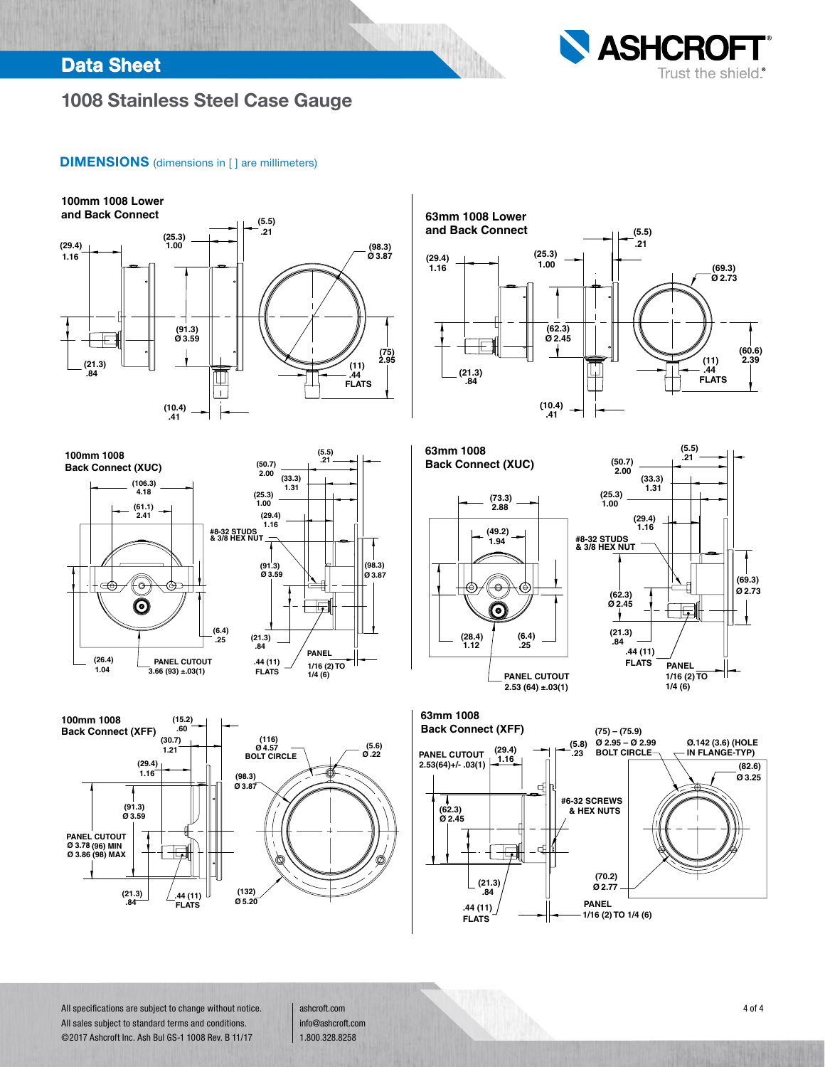# Data Sheet

## 1008 Stainless Steel Case Gauge

### DIMENSIONS (dimensions in [ ] are millimeters)

**100mm 1008 Lower and Back Connect**

(5.5)
.21
(25.3)
1.00
(29.4)
1.16
(98.3)
Ø 3.87
(91.3)
Ø 3.59
(75)
2.95
(11)
.44
FLATS
(21.3)
.84
(10.4)
.41

**63mm 1008 Lower and Back Connect**

(5.5)
.21
(25.3)
1.00
(29.4)
1.16
(69.3)
Ø 2.73
(62.3)
Ø 2.45
(60.6)
2.39
(11)
.44
FLATS
(21.3)
.84
(10.4)
.41

**100mm 1008 Back Connect (XUC)**

(5.5)
.21
(50.7)
2.00
(33.3)
1.31
(106.3)
4.18
(25.3)
1.00
(61.1)
2.41
(29.4)
1.16
#8-32 STUDS & 3/8 HEX NUT
(91.3)
Ø 3.59
(98.3)
Ø 3.87
(6.4)
.25
(21.3)
.84
PANEL
(26.4)
1.04
PANEL CUTOUT
3.66 (93) ±.03(1)
.44 (11)
FLATS
1/16 (2) TO 1/4 (6)

**63mm 1008 Back Connect (XUC)**

(5.5)
.21
(50.7)
2.00
(33.3)
1.31
(73.3)
2.88
(25.3)
1.00
(49.2)
1.94
(29.4)
1.16
#8-32 STUDS & 3/8 HEX NUT
(69.3)
Ø 2.73
(62.3)
Ø 2.45
(21.3)
.84
(28.4)
1.12
(6.4)
.25
.44 (11)
FLATS
PANEL
1/16 (2) TO 1/4 (6)
PANEL CUTOUT
2.53 (64) ±.03(1)

**100mm 1008 Back Connect (XFF)**

(15.2)
.60
(30.7)
1.21
(116)
Ø 4.57
BOLT CIRCLE
(5.6)
Ø .22
(29.4)
1.16
(98.3)
Ø 3.87
(91.3)
Ø 3.59
PANEL CUTOUT
Ø 3.78 (96) MIN
Ø 3.86 (98) MAX
(21.3)
.84
.44 (11)
FLATS
(132)
Ø 5.20

**63mm 1008 Back Connect (XFF)**

(75) – (75.9)
Ø 2.95 – Ø 2.99
BOLT CIRCLE
Ø.142 (3.6) (HOLE IN FLANGE-TYP)
(5.8)
.23
PANEL CUTOUT
2.53(64)+/- .03(1)
(29.4)
1.16
(82.6)
Ø 3.25
(62.3)
Ø 2.45
#6-32 SCREWS & HEX NUTS
(70.2)
Ø 2.77
(21.3)
.84
.44 (11)
FLATS
PANEL
1/16 (2) TO 1/4 (6)

All specifications are subject to change without notice.
All sales subject to standard terms and conditions.
©2017 Ashcroft Inc. Ash Bul GS-1 1008 Rev. B 11/17

ashcroft.com
info@ashcroft.com
1.800.328.8258